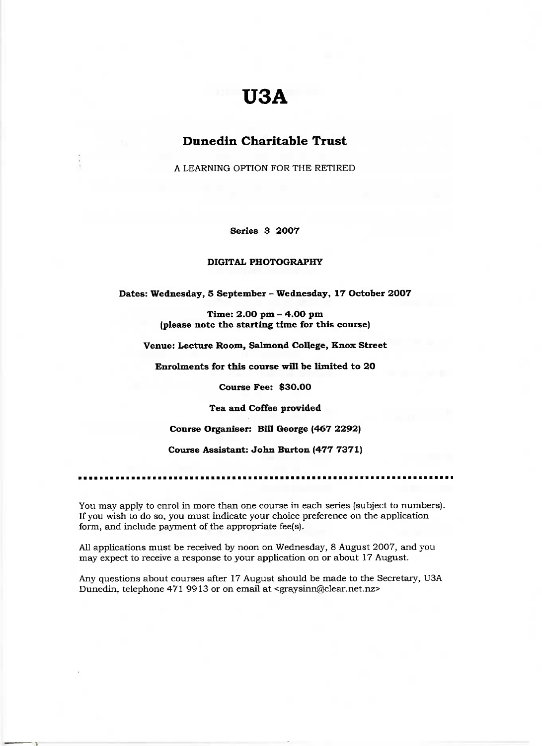# U3A

## Dunedin Charitable Trust

A LEARNING OPTION FOR THE RETIRED

**Series 3 2007**

**DIGITAL PHOTOGRAPHY**

**Dates: Wednesday, 5 September – Wednesday, 17 October 2007**

**Time: 2.00 pm – 4.00 pm**
**(please note the starting time for this course)**

**Venue: Lecture Room, Salmond College, Knox Street**

**Enrolments for this course will be limited to 20**

**Course Fee: $30.00**

**Tea and Coffee provided**

**Course Organiser: Bill George (467 2292)**

**Course Assistant: John Burton (477 7371)**

---

You may apply to enrol in more than one course in each series (subject to numbers). If you wish to do so, you must indicate your choice preference on the application form, and include payment of the appropriate fee(s).

All applications must be received by noon on Wednesday, 8 August 2007, and you may expect to receive a response to your application on or about 17 August.

Any questions about courses after 17 August should be made to the Secretary, U3A Dunedin, telephone 471 9913 or on email at <graysinn@clear.net.nz>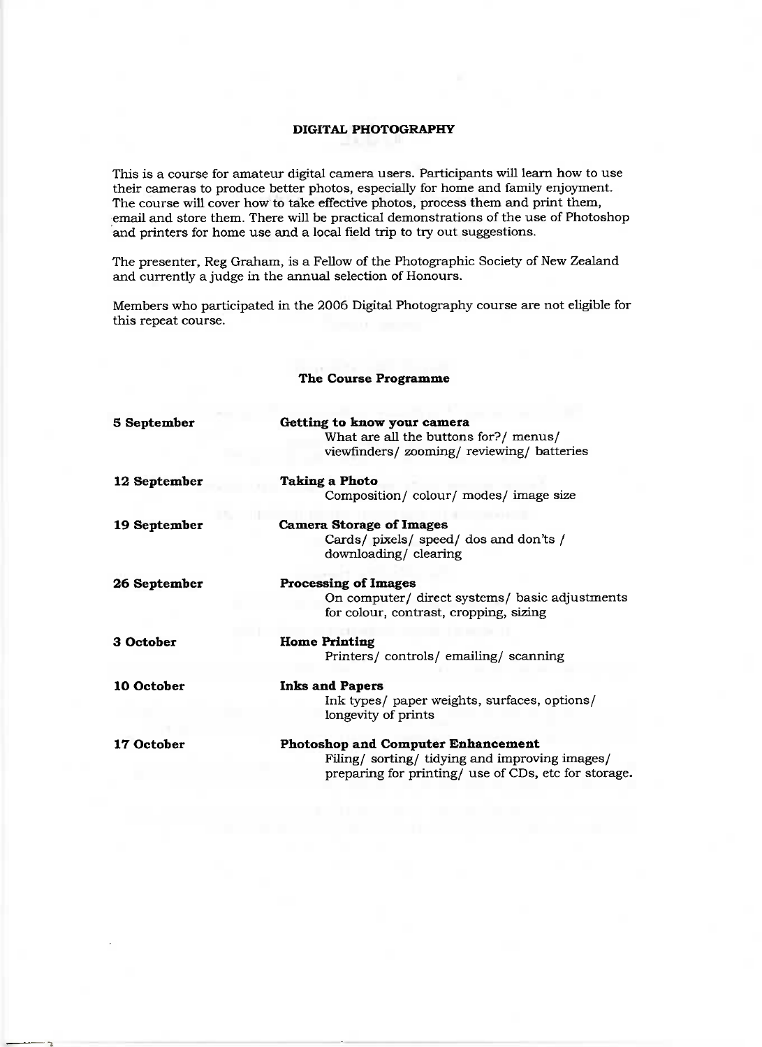# DIGITAL PHOTOGRAPHY

This is a course for amateur digital camera users. Participants will learn how to use their cameras to produce better photos, especially for home and family enjoyment. The course will cover how to take effective photos, process them and print them, email and store them. There will be practical demonstrations of the use of Photoshop and printers for home use and a local field trip to try out suggestions.

The presenter, Reg Graham, is a Fellow of the Photographic Society of New Zealand and currently a judge in the annual selection of Honours.

Members who participated in the 2006 Digital Photography course are not eligible for this repeat course.

## The Course Programme

| | |
|---|---|
| **5 September** | **Getting to know your camera**<br>What are all the buttons for?/ menus/ viewfinders/ zooming/ reviewing/ batteries |
| **12 September** | **Taking a Photo**<br>Composition/ colour/ modes/ image size |
| **19 September** | **Camera Storage of Images**<br>Cards/ pixels/ speed/ dos and don'ts / downloading/ clearing |
| **26 September** | **Processing of Images**<br>On computer/ direct systems/ basic adjustments for colour, contrast, cropping, sizing |
| **3 October** | **Home Printing**<br>Printers/ controls/ emailing/ scanning |
| **10 October** | **Inks and Papers**<br>Ink types/ paper weights, surfaces, options/ longevity of prints |
| **17 October** | **Photoshop and Computer Enhancement**<br>Filing/ sorting/ tidying and improving images/ preparing for printing/ use of CDs, etc for storage. |